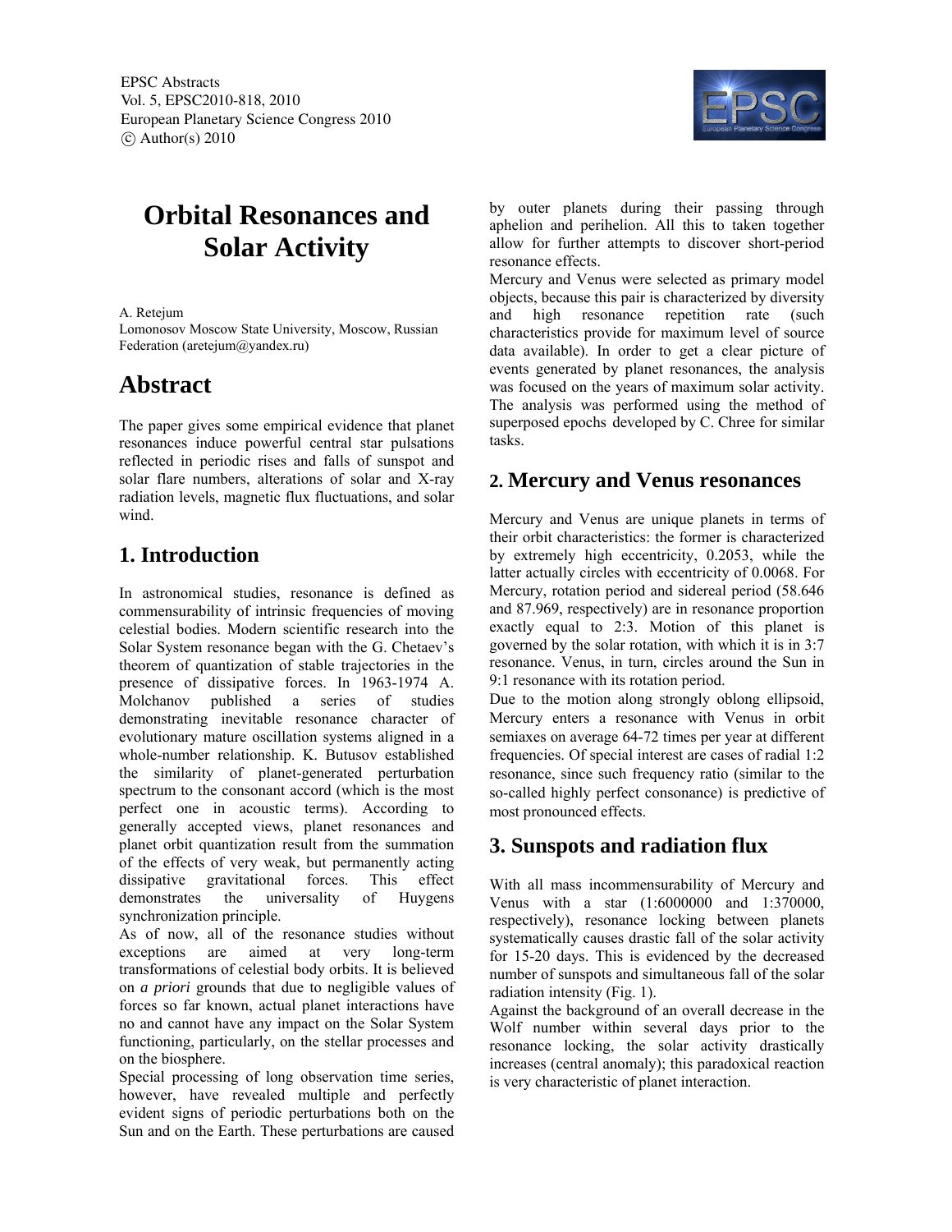# Orbital Resonances and Solar Activity

A. Retejum

Lomonosov Moscow State University, Moscow, Russian Federation (aretejum@yandex.ru)

## Abstract

The paper gives some empirical evidence that planet resonances induce powerful central star pulsations reflected in periodic rises and falls of sunspot and solar flare numbers, alterations of solar and X-ray radiation levels, magnetic flux fluctuations, and solar wind.

## 1. Introduction

In astronomical studies, resonance is defined as commensurability of intrinsic frequencies of moving celestial bodies. Modern scientific research into the Solar System resonance began with the G. Chetaev's theorem of quantization of stable trajectories in the presence of dissipative forces. In 1963-1974 A. Molchanov published a series of studies demonstrating inevitable resonance character of evolutionary mature oscillation systems aligned in a whole-number relationship. K. Butusov established the similarity of planet-generated perturbation spectrum to the consonant accord (which is the most perfect one in acoustic terms). According to generally accepted views, planet resonances and planet orbit quantization result from the summation of the effects of very weak, but permanently acting dissipative gravitational forces. This effect demonstrates the universality of Huygens synchronization principle.

As of now, all of the resonance studies without exceptions are aimed at very long-term transformations of celestial body orbits. It is believed on *a priori* grounds that due to negligible values of forces so far known, actual planet interactions have no and cannot have any impact on the Solar System functioning, particularly, on the stellar processes and on the biosphere.

Special processing of long observation time series, however, have revealed multiple and perfectly evident signs of periodic perturbations both on the Sun and on the Earth. These perturbations are caused by outer planets during their passing through aphelion and perihelion. All this to taken together allow for further attempts to discover short-period resonance effects.

Mercury and Venus were selected as primary model objects, because this pair is characterized by diversity and high resonance repetition rate (such characteristics provide for maximum level of source data available). In order to get a clear picture of events generated by planet resonances, the analysis was focused on the years of maximum solar activity. The analysis was performed using the method of superposed epochs developed by C. Chree for similar tasks.

## 2. Mercury and Venus resonances

Mercury and Venus are unique planets in terms of their orbit characteristics: the former is characterized by extremely high eccentricity, 0.2053, while the latter actually circles with eccentricity of 0.0068. For Mercury, rotation period and sidereal period (58.646 and 87.969, respectively) are in resonance proportion exactly equal to 2:3. Motion of this planet is governed by the solar rotation, with which it is in 3:7 resonance. Venus, in turn, circles around the Sun in 9:1 resonance with its rotation period.

Due to the motion along strongly oblong ellipsoid, Mercury enters a resonance with Venus in orbit semiaxes on average 64-72 times per year at different frequencies. Of special interest are cases of radial 1:2 resonance, since such frequency ratio (similar to the so-called highly perfect consonance) is predictive of most pronounced effects.

## 3. Sunspots and radiation flux

With all mass incommensurability of Mercury and Venus with a star (1:6000000 and 1:370000, respectively), resonance locking between planets systematically causes drastic fall of the solar activity for 15-20 days. This is evidenced by the decreased number of sunspots and simultaneous fall of the solar radiation intensity (Fig. 1).

Against the background of an overall decrease in the Wolf number within several days prior to the resonance locking, the solar activity drastically increases (central anomaly); this paradoxical reaction is very characteristic of planet interaction.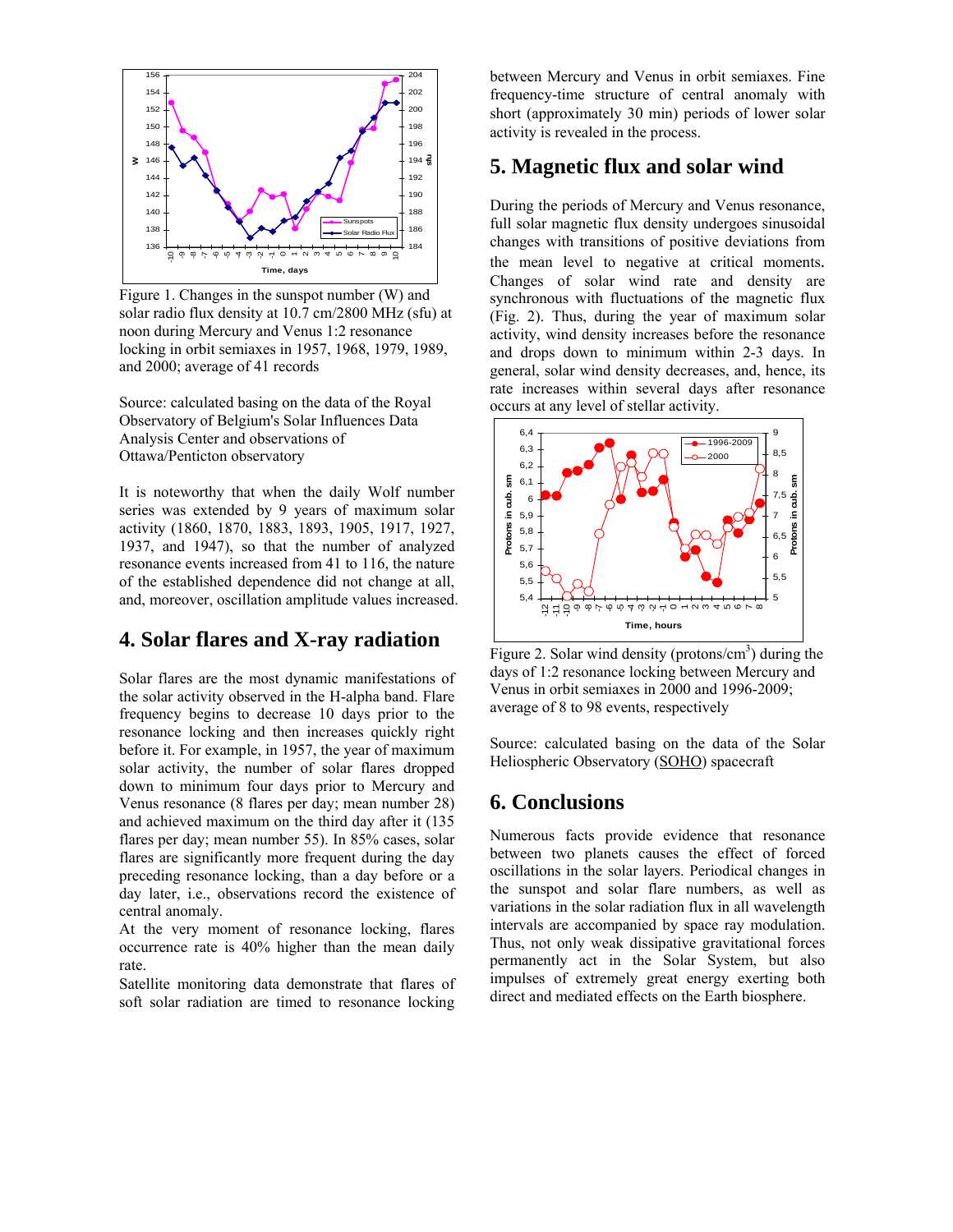156
154
152
150
148
146
144
142
140
138
136

W

204
202
200
198
196
194
192
190
188
186
184

sfu

Sunspots
Solar Radio Flux

-10 -9 -8 -7 -6 -5 -4 -3 -2 -1 0 1 2 3 4 5 6 7 8 9 10

Time, days

Figure 1. Changes in the sunspot number (W) and solar radio flux density at 10.7 cm/2800 MHz (sfu) at noon during Mercury and Venus 1:2 resonance locking in orbit semiaxes in 1957, 1968, 1979, 1989, and 2000; average of 41 records

Source: calculated basing on the data of the Royal Observatory of Belgium's Solar Influences Data Analysis Center and observations of Ottawa/Penticton observatory

It is noteworthy that when the daily Wolf number series was extended by 9 years of maximum solar activity (1860, 1870, 1883, 1893, 1905, 1917, 1927, 1937, and 1947), so that the number of analyzed resonance events increased from 41 to 116, the nature of the established dependence did not change at all, and, moreover, oscillation amplitude values increased.

## 4. Solar flares and X-ray radiation

Solar flares are the most dynamic manifestations of the solar activity observed in the H-alpha band. Flare frequency begins to decrease 10 days prior to the resonance locking and then increases quickly right before it. For example, in 1957, the year of maximum solar activity, the number of solar flares dropped down to minimum four days prior to Mercury and Venus resonance (8 flares per day; mean number 28) and achieved maximum on the third day after it (135 flares per day; mean number 55). In 85% cases, solar flares are significantly more frequent during the day preceding resonance locking, than a day before or a day later, i.e., observations record the existence of central anomaly.

At the very moment of resonance locking, flares occurrence rate is 40% higher than the mean daily rate.

Satellite monitoring data demonstrate that flares of soft solar radiation are timed to resonance locking between Mercury and Venus in orbit semiaxes. Fine frequency-time structure of central anomaly with short (approximately 30 min) periods of lower solar activity is revealed in the process.

## 5. Magnetic flux and solar wind

During the periods of Mercury and Venus resonance, full solar magnetic flux density undergoes sinusoidal changes with transitions of positive deviations from the mean level to negative at critical moments. Changes of solar wind rate and density are synchronous with fluctuations of the magnetic flux (Fig. 2). Thus, during the year of maximum solar activity, wind density increases before the resonance and drops down to minimum within 2-3 days. In general, solar wind density decreases, and, hence, its rate increases within several days after resonance occurs at any level of stellar activity.

6,4
6,3
6,2
6,1
6
5,9
5,8
5,7
5,6
5,5
5,4

Protons in cub. sm

9
8,5
8
7,5
7
6,5
6
5,5
5

Protons in cub. sm

1996-2009
2000

-12 -11 -10 -9 -8 -7 -6 -5 -4 -3 -2 -1 0 1 2 3 4 5 6 7 8

Time, hours

Figure 2. Solar wind density (protons/cm$^3$) during the days of 1:2 resonance locking between Mercury and Venus in orbit semiaxes in 2000 and 1996-2009; average of 8 to 98 events, respectively

Source: calculated basing on the data of the Solar Heliospheric Observatory (SOHO) spacecraft

## 6. Conclusions

Numerous facts provide evidence that resonance between two planets causes the effect of forced oscillations in the solar layers. Periodical changes in the sunspot and solar flare numbers, as well as variations in the solar radiation flux in all wavelength intervals are accompanied by space ray modulation. Thus, not only weak dissipative gravitational forces permanently act in the Solar System, but also impulses of extremely great energy exerting both direct and mediated effects on the Earth biosphere.